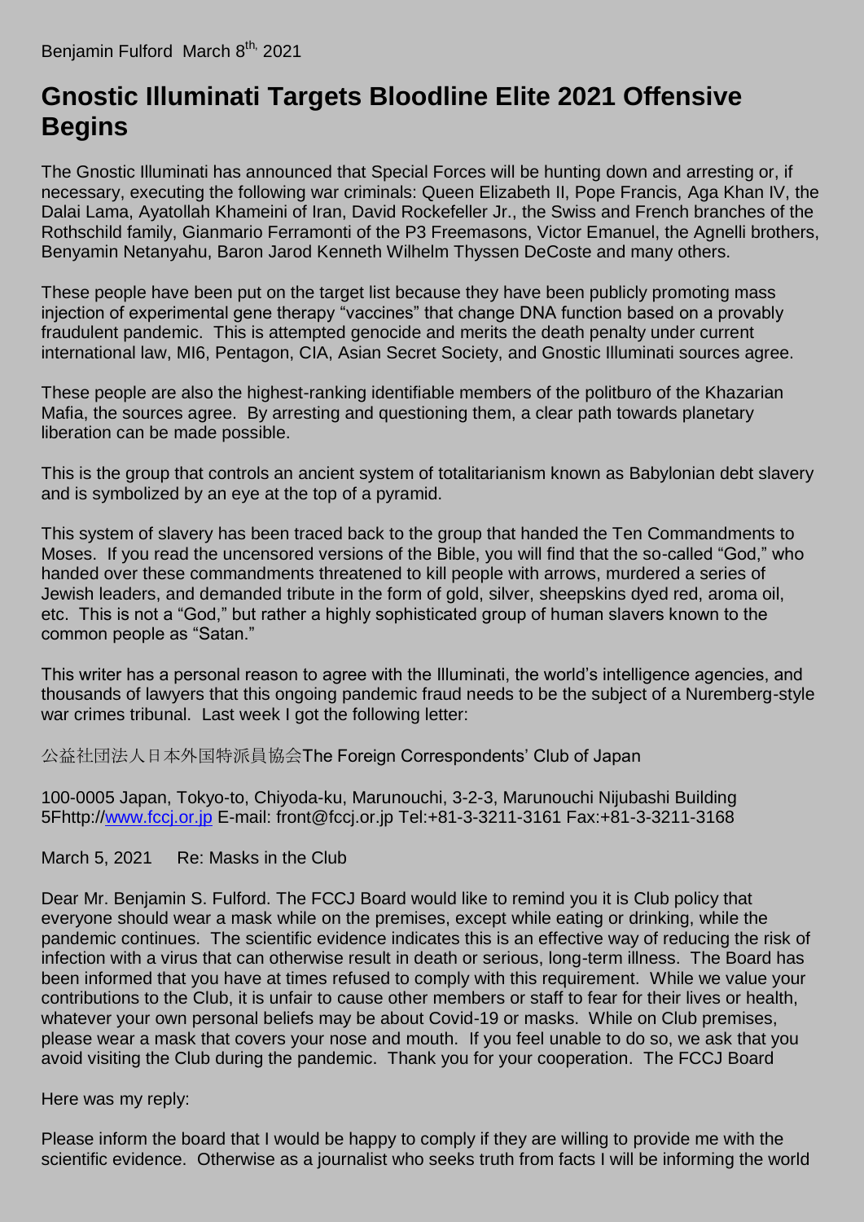Benjamin Fulford March 8th, 2021

# Gnostic Illuminati Targets Bloodline Elite 2021 Offensive Begins

The Gnostic Illuminati has announced that Special Forces will be hunting down and arresting or, if necessary, executing the following war criminals: Queen Elizabeth II, Pope Francis, Aga Khan IV, the Dalai Lama, Ayatollah Khameini of Iran, David Rockefeller Jr., the Swiss and French branches of the Rothschild family, Gianmario Ferramonti of the P3 Freemasons, Victor Emanuel, the Agnelli brothers, Benyamin Netanyahu, Baron Jarod Kenneth Wilhelm Thyssen DeCoste and many others.

These people have been put on the target list because they have been publicly promoting mass injection of experimental gene therapy "vaccines" that change DNA function based on a provably fraudulent pandemic. This is attempted genocide and merits the death penalty under current international law, MI6, Pentagon, CIA, Asian Secret Society, and Gnostic Illuminati sources agree.

These people are also the highest-ranking identifiable members of the politburo of the Khazarian Mafia, the sources agree. By arresting and questioning them, a clear path towards planetary liberation can be made possible.

This is the group that controls an ancient system of totalitarianism known as Babylonian debt slavery and is symbolized by an eye at the top of a pyramid.

This system of slavery has been traced back to the group that handed the Ten Commandments to Moses. If you read the uncensored versions of the Bible, you will find that the so-called "God," who handed over these commandments threatened to kill people with arrows, murdered a series of Jewish leaders, and demanded tribute in the form of gold, silver, sheepskins dyed red, aroma oil, etc. This is not a "God," but rather a highly sophisticated group of human slavers known to the common people as "Satan."

This writer has a personal reason to agree with the Illuminati, the world's intelligence agencies, and thousands of lawyers that this ongoing pandemic fraud needs to be the subject of a Nuremberg-style war crimes tribunal. Last week I got the following letter:

公益社団法人日本外国特派員協会The Foreign Correspondents' Club of Japan

100-0005 Japan, Tokyo-to, Chiyoda-ku, Marunouchi, 3-2-3, Marunouchi Nijubashi Building 5Fhttp://www.fccj.or.jp E-mail: front@fccj.or.jp Tel:+81-3-3211-3161 Fax:+81-3-3211-3168

March 5, 2021 Re: Masks in the Club

Dear Mr. Benjamin S. Fulford. The FCCJ Board would like to remind you it is Club policy that everyone should wear a mask while on the premises, except while eating or drinking, while the pandemic continues. The scientific evidence indicates this is an effective way of reducing the risk of infection with a virus that can otherwise result in death or serious, long-term illness. The Board has been informed that you have at times refused to comply with this requirement. While we value your contributions to the Club, it is unfair to cause other members or staff to fear for their lives or health, whatever your own personal beliefs may be about Covid-19 or masks. While on Club premises, please wear a mask that covers your nose and mouth. If you feel unable to do so, we ask that you avoid visiting the Club during the pandemic. Thank you for your cooperation. The FCCJ Board

Here was my reply:

Please inform the board that I would be happy to comply if they are willing to provide me with the scientific evidence. Otherwise as a journalist who seeks truth from facts I will be informing the world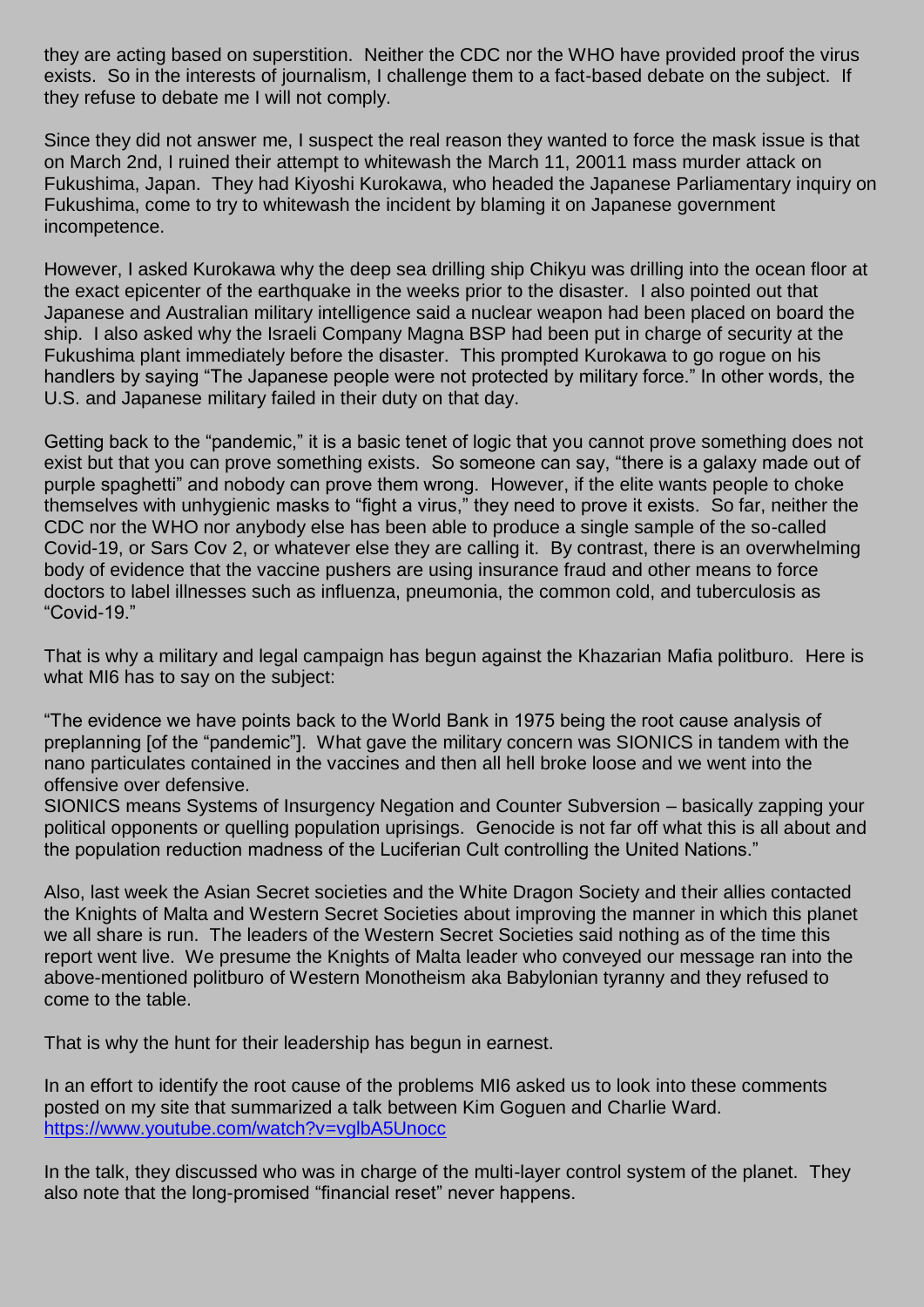they are acting based on superstition. Neither the CDC nor the WHO have provided proof the virus exists. So in the interests of journalism, I challenge them to a fact-based debate on the subject. If they refuse to debate me I will not comply.

Since they did not answer me, I suspect the real reason they wanted to force the mask issue is that on March 2nd, I ruined their attempt to whitewash the March 11, 20011 mass murder attack on Fukushima, Japan. They had Kiyoshi Kurokawa, who headed the Japanese Parliamentary inquiry on Fukushima, come to try to whitewash the incident by blaming it on Japanese government incompetence.

However, I asked Kurokawa why the deep sea drilling ship Chikyu was drilling into the ocean floor at the exact epicenter of the earthquake in the weeks prior to the disaster. I also pointed out that Japanese and Australian military intelligence said a nuclear weapon had been placed on board the ship. I also asked why the Israeli Company Magna BSP had been put in charge of security at the Fukushima plant immediately before the disaster. This prompted Kurokawa to go rogue on his handlers by saying "The Japanese people were not protected by military force." In other words, the U.S. and Japanese military failed in their duty on that day.

Getting back to the "pandemic," it is a basic tenet of logic that you cannot prove something does not exist but that you can prove something exists. So someone can say, "there is a galaxy made out of purple spaghetti" and nobody can prove them wrong. However, if the elite wants people to choke themselves with unhygienic masks to "fight a virus," they need to prove it exists. So far, neither the CDC nor the WHO nor anybody else has been able to produce a single sample of the so-called Covid-19, or Sars Cov 2, or whatever else they are calling it. By contrast, there is an overwhelming body of evidence that the vaccine pushers are using insurance fraud and other means to force doctors to label illnesses such as influenza, pneumonia, the common cold, and tuberculosis as "Covid-19."

That is why a military and legal campaign has begun against the Khazarian Mafia politburo. Here is what MI6 has to say on the subject:

"The evidence we have points back to the World Bank in 1975 being the root cause analysis of preplanning [of the "pandemic"]. What gave the military concern was SIONICS in tandem with the nano particulates contained in the vaccines and then all hell broke loose and we went into the offensive over defensive.
SIONICS means Systems of Insurgency Negation and Counter Subversion – basically zapping your political opponents or quelling population uprisings. Genocide is not far off what this is all about and the population reduction madness of the Luciferian Cult controlling the United Nations."

Also, last week the Asian Secret societies and the White Dragon Society and their allies contacted the Knights of Malta and Western Secret Societies about improving the manner in which this planet we all share is run. The leaders of the Western Secret Societies said nothing as of the time this report went live. We presume the Knights of Malta leader who conveyed our message ran into the above-mentioned politburo of Western Monotheism aka Babylonian tyranny and they refused to come to the table.

That is why the hunt for their leadership has begun in earnest.

In an effort to identify the root cause of the problems MI6 asked us to look into these comments posted on my site that summarized a talk between Kim Goguen and Charlie Ward.
https://www.youtube.com/watch?v=vglbA5Unocc

In the talk, they discussed who was in charge of the multi-layer control system of the planet. They also note that the long-promised "financial reset" never happens.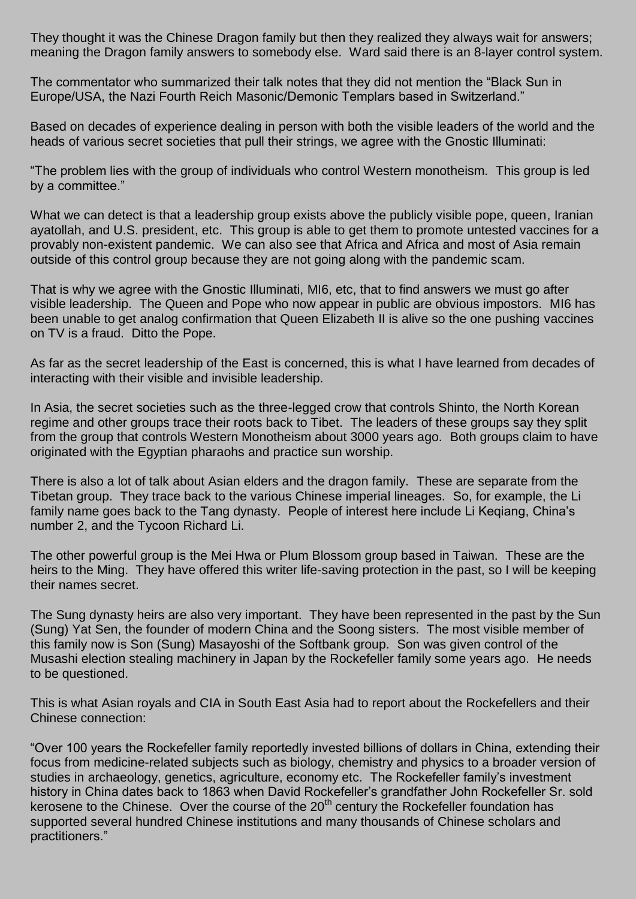They thought it was the Chinese Dragon family but then they realized they always wait for answers; meaning the Dragon family answers to somebody else. Ward said there is an 8-layer control system.

The commentator who summarized their talk notes that they did not mention the "Black Sun in Europe/USA, the Nazi Fourth Reich Masonic/Demonic Templars based in Switzerland."

Based on decades of experience dealing in person with both the visible leaders of the world and the heads of various secret societies that pull their strings, we agree with the Gnostic Illuminati:

"The problem lies with the group of individuals who control Western monotheism. This group is led by a committee."

What we can detect is that a leadership group exists above the publicly visible pope, queen, Iranian ayatollah, and U.S. president, etc. This group is able to get them to promote untested vaccines for a provably non-existent pandemic. We can also see that Africa and Africa and most of Asia remain outside of this control group because they are not going along with the pandemic scam.

That is why we agree with the Gnostic Illuminati, MI6, etc, that to find answers we must go after visible leadership. The Queen and Pope who now appear in public are obvious impostors. MI6 has been unable to get analog confirmation that Queen Elizabeth II is alive so the one pushing vaccines on TV is a fraud. Ditto the Pope.

As far as the secret leadership of the East is concerned, this is what I have learned from decades of interacting with their visible and invisible leadership.

In Asia, the secret societies such as the three-legged crow that controls Shinto, the North Korean regime and other groups trace their roots back to Tibet. The leaders of these groups say they split from the group that controls Western Monotheism about 3000 years ago. Both groups claim to have originated with the Egyptian pharaohs and practice sun worship.

There is also a lot of talk about Asian elders and the dragon family. These are separate from the Tibetan group. They trace back to the various Chinese imperial lineages. So, for example, the Li family name goes back to the Tang dynasty. People of interest here include Li Keqiang, China's number 2, and the Tycoon Richard Li.

The other powerful group is the Mei Hwa or Plum Blossom group based in Taiwan. These are the heirs to the Ming. They have offered this writer life-saving protection in the past, so I will be keeping their names secret.

The Sung dynasty heirs are also very important. They have been represented in the past by the Sun (Sung) Yat Sen, the founder of modern China and the Soong sisters. The most visible member of this family now is Son (Sung) Masayoshi of the Softbank group. Son was given control of the Musashi election stealing machinery in Japan by the Rockefeller family some years ago. He needs to be questioned.

This is what Asian royals and CIA in South East Asia had to report about the Rockefellers and their Chinese connection:

"Over 100 years the Rockefeller family reportedly invested billions of dollars in China, extending their focus from medicine-related subjects such as biology, chemistry and physics to a broader version of studies in archaeology, genetics, agriculture, economy etc. The Rockefeller family's investment history in China dates back to 1863 when David Rockefeller's grandfather John Rockefeller Sr. sold kerosene to the Chinese. Over the course of the 20th century the Rockefeller foundation has supported several hundred Chinese institutions and many thousands of Chinese scholars and practitioners."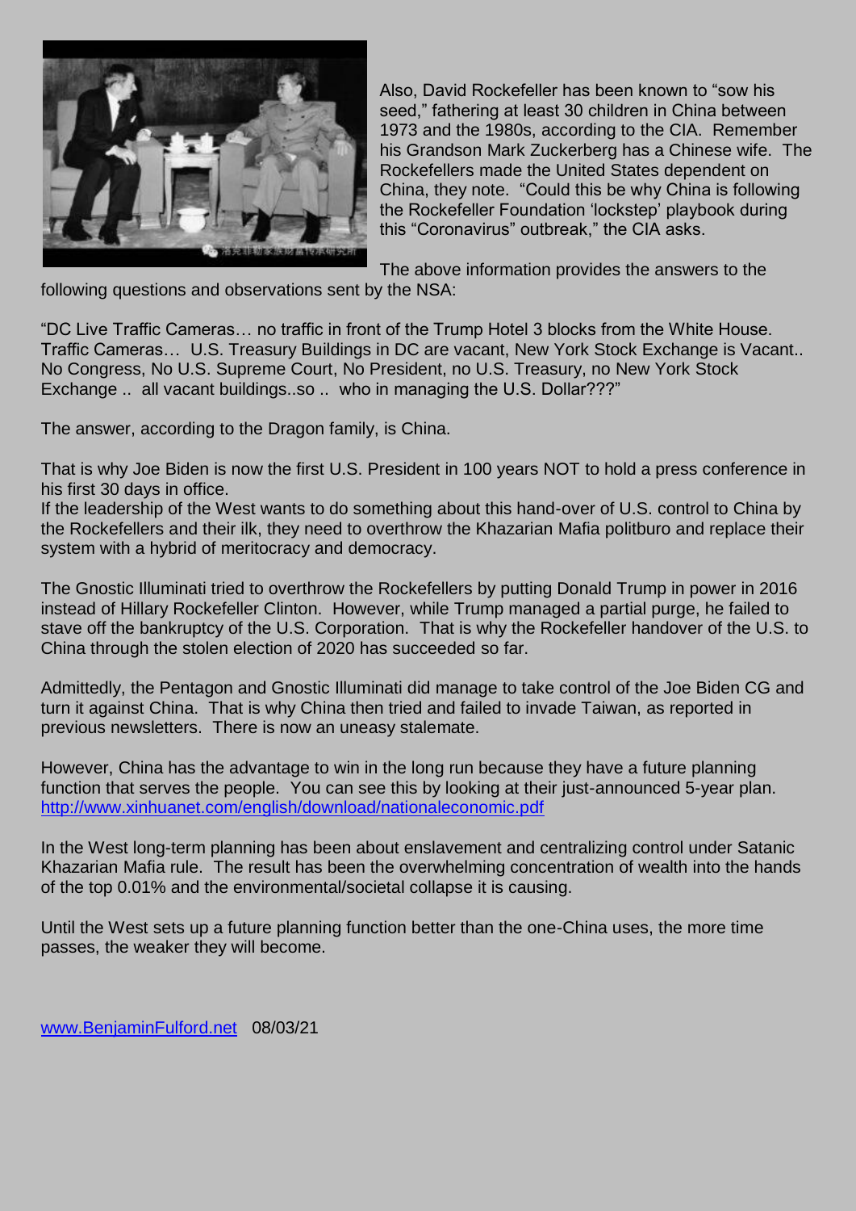Also, David Rockefeller has been known to "sow his seed," fathering at least 30 children in China between 1973 and the 1980s, according to the CIA. Remember his Grandson Mark Zuckerberg has a Chinese wife. The Rockefellers made the United States dependent on China, they note. "Could this be why China is following the Rockefeller Foundation 'lockstep' playbook during this "Coronavirus" outbreak," the CIA asks.

The above information provides the answers to the following questions and observations sent by the NSA:

"DC Live Traffic Cameras… no traffic in front of the Trump Hotel 3 blocks from the White House. Traffic Cameras… U.S. Treasury Buildings in DC are vacant, New York Stock Exchange is Vacant.. No Congress, No U.S. Supreme Court, No President, no U.S. Treasury, no New York Stock Exchange .. all vacant buildings..so .. who in managing the U.S. Dollar???"

The answer, according to the Dragon family, is China.

That is why Joe Biden is now the first U.S. President in 100 years NOT to hold a press conference in his first 30 days in office.
If the leadership of the West wants to do something about this hand-over of U.S. control to China by the Rockefellers and their ilk, they need to overthrow the Khazarian Mafia politburo and replace their system with a hybrid of meritocracy and democracy.

The Gnostic Illuminati tried to overthrow the Rockefellers by putting Donald Trump in power in 2016 instead of Hillary Rockefeller Clinton. However, while Trump managed a partial purge, he failed to stave off the bankruptcy of the U.S. Corporation. That is why the Rockefeller handover of the U.S. to China through the stolen election of 2020 has succeeded so far.

Admittedly, the Pentagon and Gnostic Illuminati did manage to take control of the Joe Biden CG and turn it against China. That is why China then tried and failed to invade Taiwan, as reported in previous newsletters. There is now an uneasy stalemate.

However, China has the advantage to win in the long run because they have a future planning function that serves the people. You can see this by looking at their just-announced 5-year plan. http://www.xinhuanet.com/english/download/nationaleconomic.pdf

In the West long-term planning has been about enslavement and centralizing control under Satanic Khazarian Mafia rule. The result has been the overwhelming concentration of wealth into the hands of the top 0.01% and the environmental/societal collapse it is causing.

Until the West sets up a future planning function better than the one-China uses, the more time passes, the weaker they will become.

www.BenjaminFulford.net 08/03/21